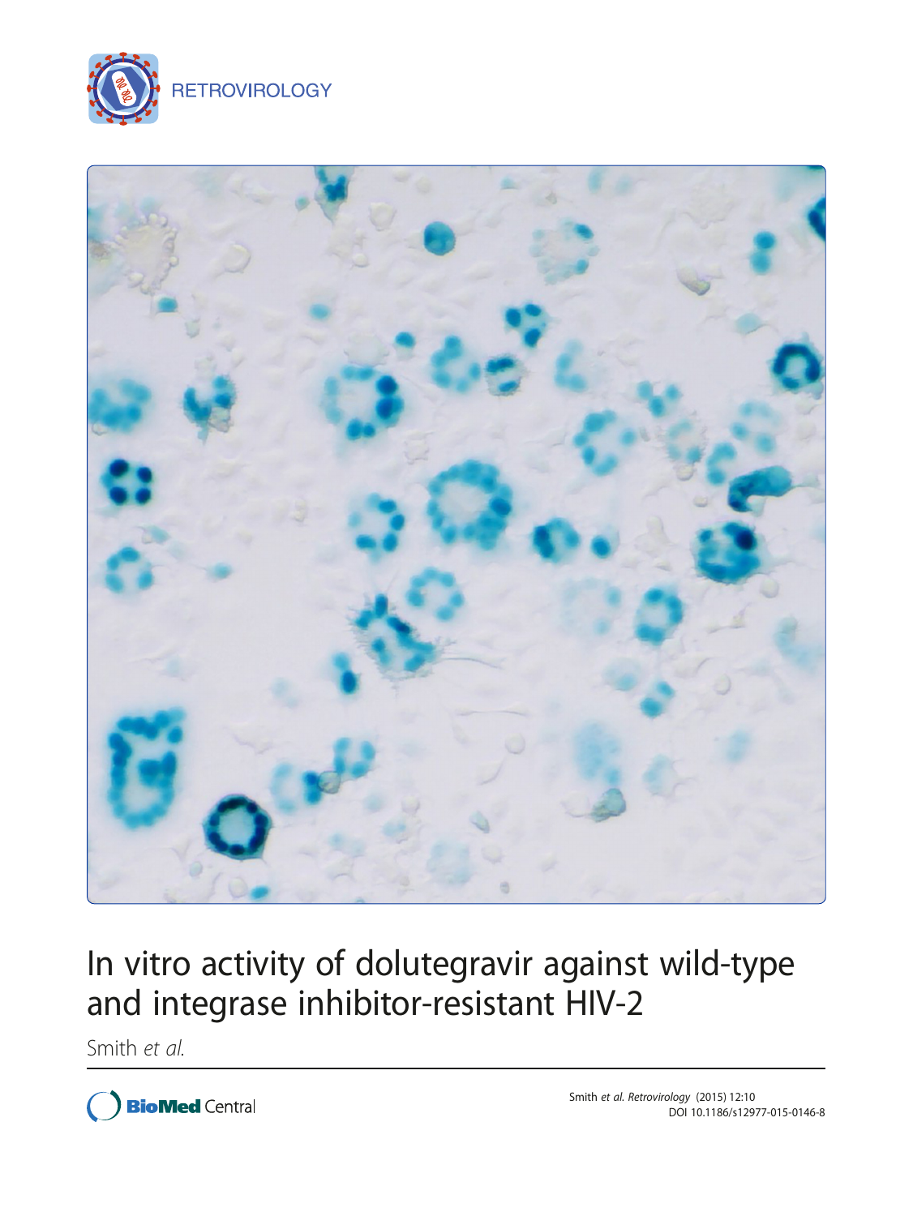RETROVIROLOGY

# In vitro activity of dolutegravir against wild-type and integrase inhibitor-resistant HIV-2

Smith *et al.*

Smith *et al. Retrovirology* (2015) 12:10
DOI 10.1186/s12977-015-0146-8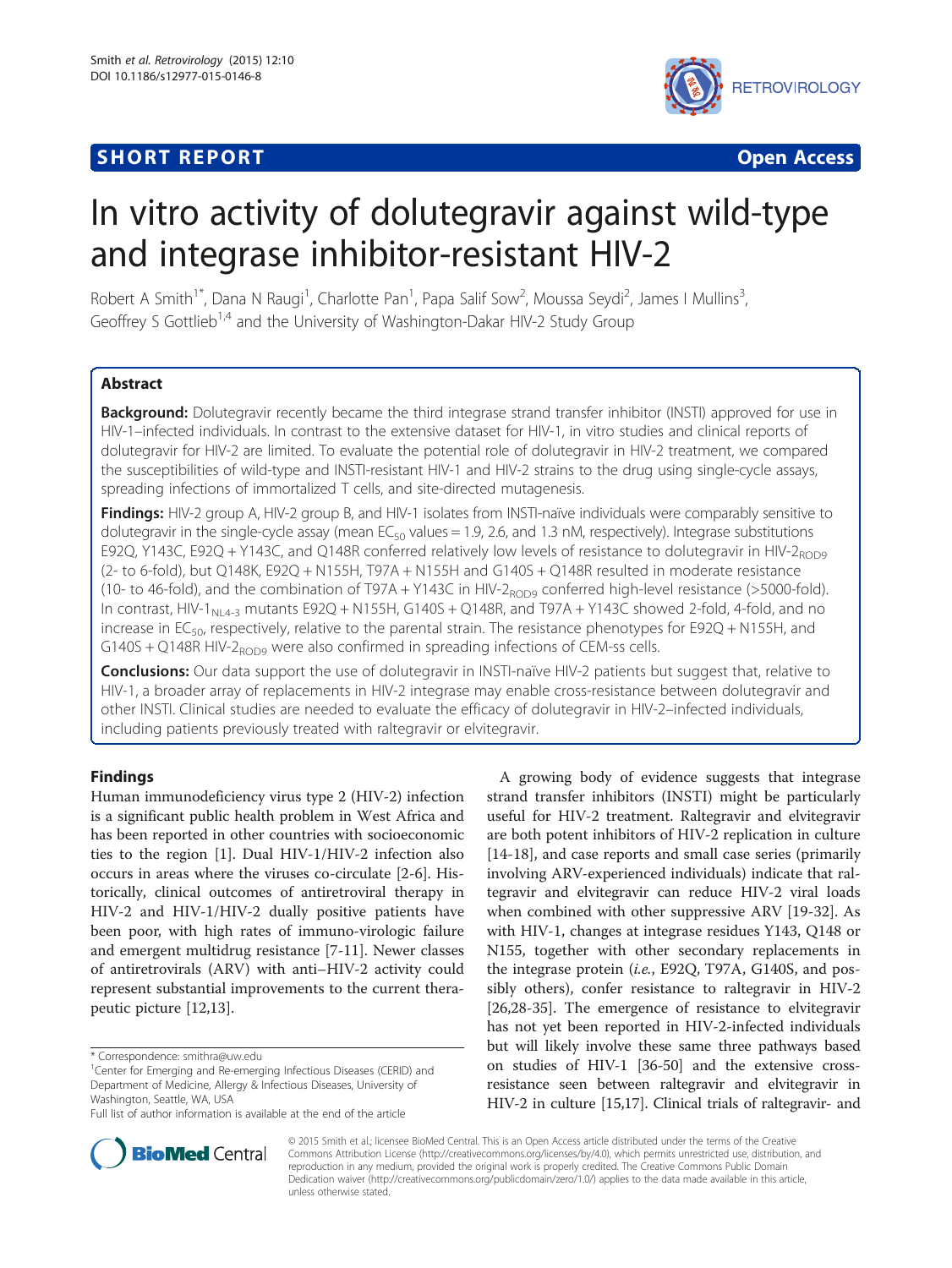# In vitro activity of dolutegravir against wild-type and integrase inhibitor-resistant HIV-2

Robert A Smith[1*], Dana N Raugi[1], Charlotte Pan[1], Papa Salif Sow[2], Moussa Seydi[2], James I Mullins[3], Geoffrey S Gottlieb[1,4] and the University of Washington-Dakar HIV-2 Study Group

## Abstract

**Background:** Dolutegravir recently became the third integrase strand transfer inhibitor (INSTI) approved for use in HIV-1–infected individuals. In contrast to the extensive dataset for HIV-1, in vitro studies and clinical reports of dolutegravir for HIV-2 are limited. To evaluate the potential role of dolutegravir in HIV-2 treatment, we compared the susceptibilities of wild-type and INSTI-resistant HIV-1 and HIV-2 strains to the drug using single-cycle assays, spreading infections of immortalized T cells, and site-directed mutagenesis.

**Findings:** HIV-2 group A, HIV-2 group B, and HIV-1 isolates from INSTI-naïve individuals were comparably sensitive to dolutegravir in the single-cycle assay (mean $EC_{50}$ values = 1.9, 2.6, and 1.3 nM, respectively). Integrase substitutions E92Q, Y143C, E92Q + Y143C, and Q148R conferred relatively low levels of resistance to dolutegravir in HIV-$2_{ROD9}$ (2- to 6-fold), but Q148K, E92Q + N155H, T97A + N155H and G140S + Q148R resulted in moderate resistance (10- to 46-fold), and the combination of T97A + Y143C in HIV-$2_{ROD9}$ conferred high-level resistance (>5000-fold). In contrast, HIV-$1_{NL4-3}$ mutants E92Q + N155H, G140S + Q148R, and T97A + Y143C showed 2-fold, 4-fold, and no increase in $EC_{50}$, respectively, relative to the parental strain. The resistance phenotypes for E92Q + N155H, and G140S + Q148R HIV-$2_{ROD9}$ were also confirmed in spreading infections of CEM-ss cells.

**Conclusions:** Our data support the use of dolutegravir in INSTI-naïve HIV-2 patients but suggest that, relative to HIV-1, a broader array of replacements in HIV-2 integrase may enable cross-resistance between dolutegravir and other INSTI. Clinical studies are needed to evaluate the efficacy of dolutegravir in HIV-2–infected individuals, including patients previously treated with raltegravir or elvitegravir.

## Findings

Human immunodeficiency virus type 2 (HIV-2) infection is a significant public health problem in West Africa and has been reported in other countries with socioeconomic ties to the region [1]. Dual HIV-1/HIV-2 infection also occurs in areas where the viruses co-circulate [2-6]. Historically, clinical outcomes of antiretroviral therapy in HIV-2 and HIV-1/HIV-2 dually positive patients have been poor, with high rates of immuno-virologic failure and emergent multidrug resistance [7-11]. Newer classes of antiretrovirals (ARV) with anti–HIV-2 activity could represent substantial improvements to the current therapeutic picture [12,13].

A growing body of evidence suggests that integrase strand transfer inhibitors (INSTI) might be particularly useful for HIV-2 treatment. Raltegravir and elvitegravir are both potent inhibitors of HIV-2 replication in culture [14-18], and case reports and small case series (primarily involving ARV-experienced individuals) indicate that raltegravir and elvitegravir can reduce HIV-2 viral loads when combined with other suppressive ARV [19-32]. As with HIV-1, changes at integrase residues Y143, Q148 or N155, together with other secondary replacements in the integrase protein (*i.e.*, E92Q, T97A, G140S, and possibly others), confer resistance to raltegravir in HIV-2 [26,28-35]. The emergence of resistance to elvitegravir has not yet been reported in HIV-2-infected individuals but will likely involve these same three pathways based on studies of HIV-1 [36-50] and the extensive cross-resistance seen between raltegravir and elvitegravir in HIV-2 in culture [15,17]. Clinical trials of raltegravir- and

\* Correspondence: smithra@uw.edu

[1]Center for Emerging and Re-emerging Infectious Diseases (CERID) and Department of Medicine, Allergy & Infectious Diseases, University of Washington, Seattle, WA, USA

Full list of author information is available at the end of the article

© 2015 Smith et al.; licensee BioMed Central. This is an Open Access article distributed under the terms of the Creative Commons Attribution License (http://creativecommons.org/licenses/by/4.0), which permits unrestricted use, distribution, and reproduction in any medium, provided the original work is properly credited. The Creative Commons Public Domain Dedication waiver (http://creativecommons.org/publicdomain/zero/1.0/) applies to the data made available in this article, unless otherwise stated.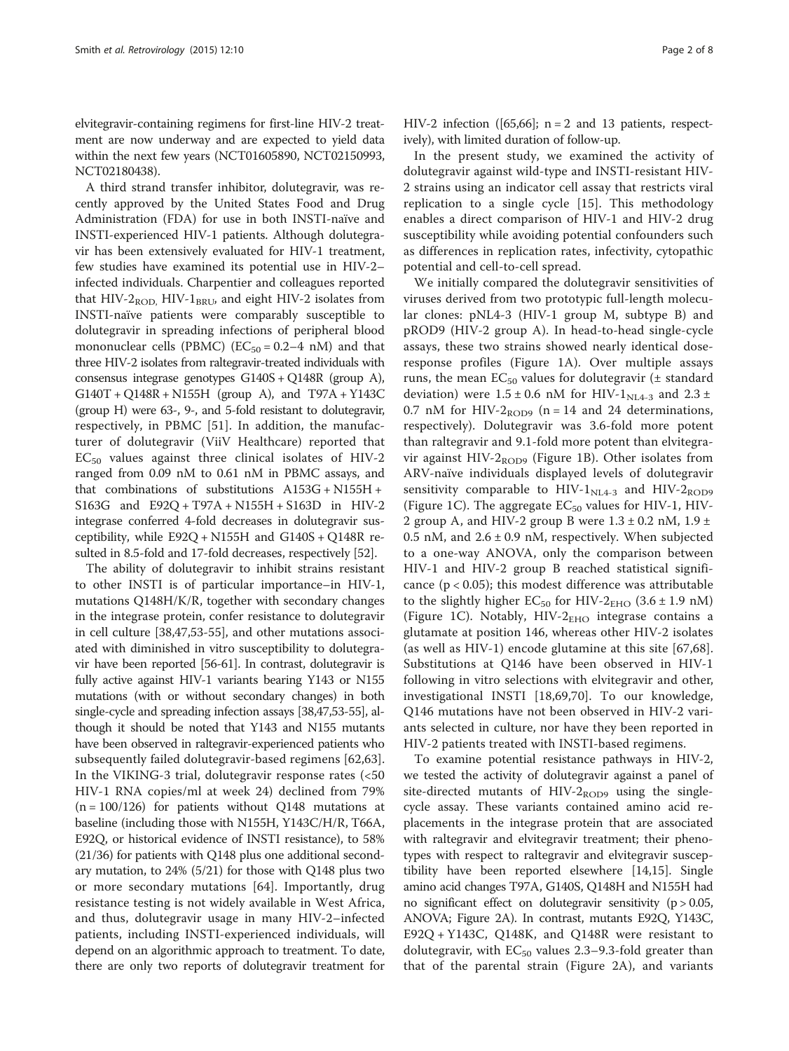elvitegravir-containing regimens for first-line HIV-2 treatment are now underway and are expected to yield data within the next few years (NCT01605890, NCT02150993, NCT02180438).

A third strand transfer inhibitor, dolutegravir, was recently approved by the United States Food and Drug Administration (FDA) for use in both INSTI-naïve and INSTI-experienced HIV-1 patients. Although dolutegravir has been extensively evaluated for HIV-1 treatment, few studies have examined its potential use in HIV-2–infected individuals. Charpentier and colleagues reported that HIV-$2_{ROD}$, HIV-$1_{BRU}$, and eight HIV-2 isolates from INSTI-naïve patients were comparably susceptible to dolutegravir in spreading infections of peripheral blood mononuclear cells (PBMC) ($EC_{50}$ = 0.2–4 nM) and that three HIV-2 isolates from raltegravir-treated individuals with consensus integrase genotypes G140S + Q148R (group A), G140T + Q148R + N155H (group A), and T97A + Y143C (group H) were 63-, 9-, and 5-fold resistant to dolutegravir, respectively, in PBMC [51]. In addition, the manufacturer of dolutegravir (ViiV Healthcare) reported that $EC_{50}$ values against three clinical isolates of HIV-2 ranged from 0.09 nM to 0.61 nM in PBMC assays, and that combinations of substitutions A153G + N155H + S163G and E92Q + T97A + N155H + S163D in HIV-2 integrase conferred 4-fold decreases in dolutegravir susceptibility, while E92Q + N155H and G140S + Q148R resulted in 8.5-fold and 17-fold decreases, respectively [52].

The ability of dolutegravir to inhibit strains resistant to other INSTI is of particular importance–in HIV-1, mutations Q148H/K/R, together with secondary changes in the integrase protein, confer resistance to dolutegravir in cell culture [38,47,53-55], and other mutations associated with diminished in vitro susceptibility to dolutegravir have been reported [56-61]. In contrast, dolutegravir is fully active against HIV-1 variants bearing Y143 or N155 mutations (with or without secondary changes) in both single-cycle and spreading infection assays [38,47,53-55], although it should be noted that Y143 and N155 mutants have been observed in raltegravir-experienced patients who subsequently failed dolutegravir-based regimens [62,63]. In the VIKING-3 trial, dolutegravir response rates (<50 HIV-1 RNA copies/ml at week 24) declined from 79% (n = 100/126) for patients without Q148 mutations at baseline (including those with N155H, Y143C/H/R, T66A, E92Q, or historical evidence of INSTI resistance), to 58% (21/36) for patients with Q148 plus one additional secondary mutation, to 24% (5/21) for those with Q148 plus two or more secondary mutations [64]. Importantly, drug resistance testing is not widely available in West Africa, and thus, dolutegravir usage in many HIV-2–infected patients, including INSTI-experienced individuals, will depend on an algorithmic approach to treatment. To date, there are only two reports of dolutegravir treatment for HIV-2 infection ([65,66]; n = 2 and 13 patients, respectively), with limited duration of follow-up.

In the present study, we examined the activity of dolutegravir against wild-type and INSTI-resistant HIV-2 strains using an indicator cell assay that restricts viral replication to a single cycle [15]. This methodology enables a direct comparison of HIV-1 and HIV-2 drug susceptibility while avoiding potential confounders such as differences in replication rates, infectivity, cytopathic potential and cell-to-cell spread.

We initially compared the dolutegravir sensitivities of viruses derived from two prototypic full-length molecular clones: pNL4-3 (HIV-1 group M, subtype B) and pROD9 (HIV-2 group A). In head-to-head single-cycle assays, these two strains showed nearly identical dose-response profiles (Figure 1A). Over multiple assays runs, the mean $EC_{50}$ values for dolutegravir (± standard deviation) were 1.5 ± 0.6 nM for HIV-$1_{NL4-3}$ and 2.3 ± 0.7 nM for HIV-$2_{ROD9}$ (n = 14 and 24 determinations, respectively). Dolutegravir was 3.6-fold more potent than raltegravir and 9.1-fold more potent than elvitegravir against HIV-$2_{ROD9}$ (Figure 1B). Other isolates from ARV-naïve individuals displayed levels of dolutegravir sensitivity comparable to HIV-$1_{NL4-3}$ and HIV-$2_{ROD9}$ (Figure 1C). The aggregate $EC_{50}$ values for HIV-1, HIV-2 group A, and HIV-2 group B were 1.3 ± 0.2 nM, 1.9 ± 0.5 nM, and 2.6 ± 0.9 nM, respectively. When subjected to a one-way ANOVA, only the comparison between HIV-1 and HIV-2 group B reached statistical significance ($p < 0.05$); this modest difference was attributable to the slightly higher $EC_{50}$ for HIV-$2_{EHO}$ (3.6 ± 1.9 nM) (Figure 1C). Notably, HIV-$2_{EHO}$ integrase contains a glutamate at position 146, whereas other HIV-2 isolates (as well as HIV-1) encode glutamine at this site [67,68]. Substitutions at Q146 have been observed in HIV-1 following in vitro selections with elvitegravir and other, investigational INSTI [18,69,70]. To our knowledge, Q146 mutations have not been observed in HIV-2 variants selected in culture, nor have they been reported in HIV-2 patients treated with INSTI-based regimens.

To examine potential resistance pathways in HIV-2, we tested the activity of dolutegravir against a panel of site-directed mutants of HIV-$2_{ROD9}$ using the single-cycle assay. These variants contained amino acid replacements in the integrase protein that are associated with raltegravir and elvitegravir treatment; their phenotypes with respect to raltegravir and elvitegravir susceptibility have been reported elsewhere [14,15]. Single amino acid changes T97A, G140S, Q148H and N155H had no significant effect on dolutegravir sensitivity ($p > 0.05$, ANOVA; Figure 2A). In contrast, mutants E92Q, Y143C, E92Q + Y143C, Q148K, and Q148R were resistant to dolutegravir, with $EC_{50}$ values 2.3–9.3-fold greater than that of the parental strain (Figure 2A), and variants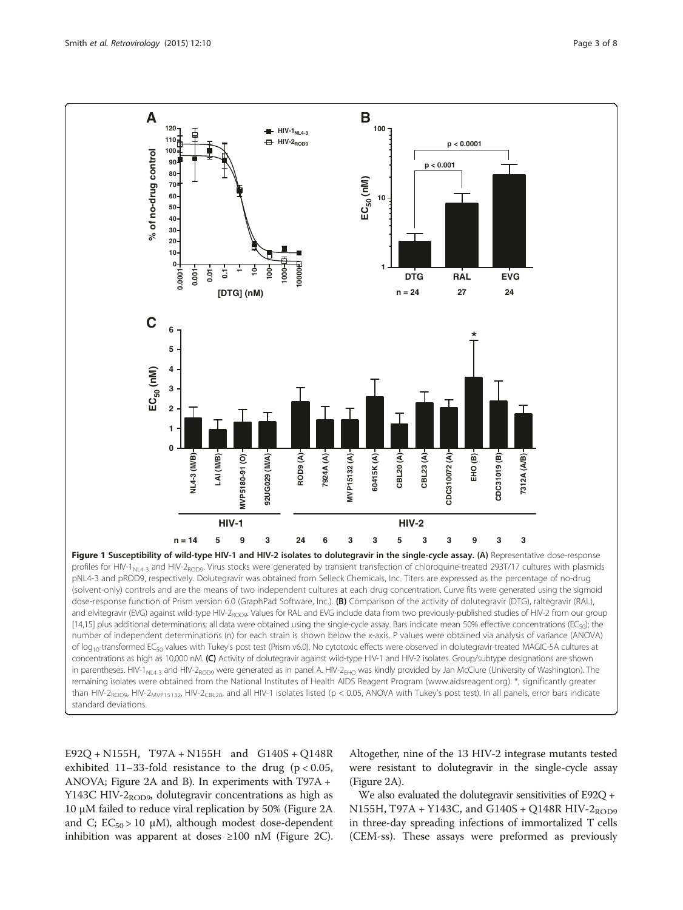**Figure 1 Susceptibility of wild-type HIV-1 and HIV-2 isolates to dolutegravir in the single-cycle assay. (A)** Representative dose-response profiles for HIV-$1_{NL4-3}$ and HIV-$2_{ROD9}$. Virus stocks were generated by transient transfection of chloroquine-treated 293T/17 cultures with plasmids pNL4-3 and pROD9, respectively. Dolutegravir was obtained from Selleck Chemicals, Inc. Titers are expressed as the percentage of no-drug (solvent-only) controls and are the means of two independent cultures at each drug concentration. Curve fits were generated using the sigmoid dose-response function of Prism version 6.0 (GraphPad Software, Inc.). **(B)** Comparison of the activity of dolutegravir (DTG), raltegravir (RAL), and elvitegravir (EVG) against wild-type HIV-$2_{ROD9}$. Values for RAL and EVG include data from two previously-published studies of HIV-2 from our group [14,15] plus additional determinations; all data were obtained using the single-cycle assay. Bars indicate mean 50% effective concentrations ($EC_{50}$); the number of independent determinations (n) for each strain is shown below the x-axis. P values were obtained via analysis of variance (ANOVA) of $\log_{10}$-transformed $EC_{50}$ values with Tukey's post test (Prism v6.0). No cytotoxic effects were observed in dolutegravir-treated MAGIC-5A cultures at concentrations as high as 10,000 nM. **(C)** Activity of dolutegravir against wild-type HIV-1 and HIV-2 isolates. Group/subtype designations are shown in parentheses. HIV-$1_{NL4-3}$ and HIV-$2_{ROD9}$ were generated as in panel A. HIV-$2_{EHO}$ was kindly provided by Jan McClure (University of Washington). The remaining isolates were obtained from the National Institutes of Health AIDS Reagent Program (www.aidsreagent.org). *, significantly greater than HIV-$2_{ROD9}$, HIV-$2_{MVP15132}$, HIV-$2_{CBL20}$, and all HIV-1 isolates listed ($p < 0.05$, ANOVA with Tukey's post test). In all panels, error bars indicate standard deviations.

E92Q + N155H, T97A + N155H and G140S + Q148R exhibited 11–33-fold resistance to the drug ($p < 0.05$, ANOVA; Figure 2A and B). In experiments with T97A + Y143C HIV-$2_{ROD9}$, dolutegravir concentrations as high as 10 μM failed to reduce viral replication by 50% (Figure 2A and C; $EC_{50} > 10$ μM), although modest dose-dependent inhibition was apparent at doses ≥100 nM (Figure 2C). Altogether, nine of the 13 HIV-2 integrase mutants tested were resistant to dolutegravir in the single-cycle assay (Figure 2A).

We also evaluated the dolutegravir sensitivities of E92Q + N155H, T97A + Y143C, and G140S + Q148R HIV-$2_{ROD9}$ in three-day spreading infections of immortalized T cells (CEM-ss). These assays were preformed as previously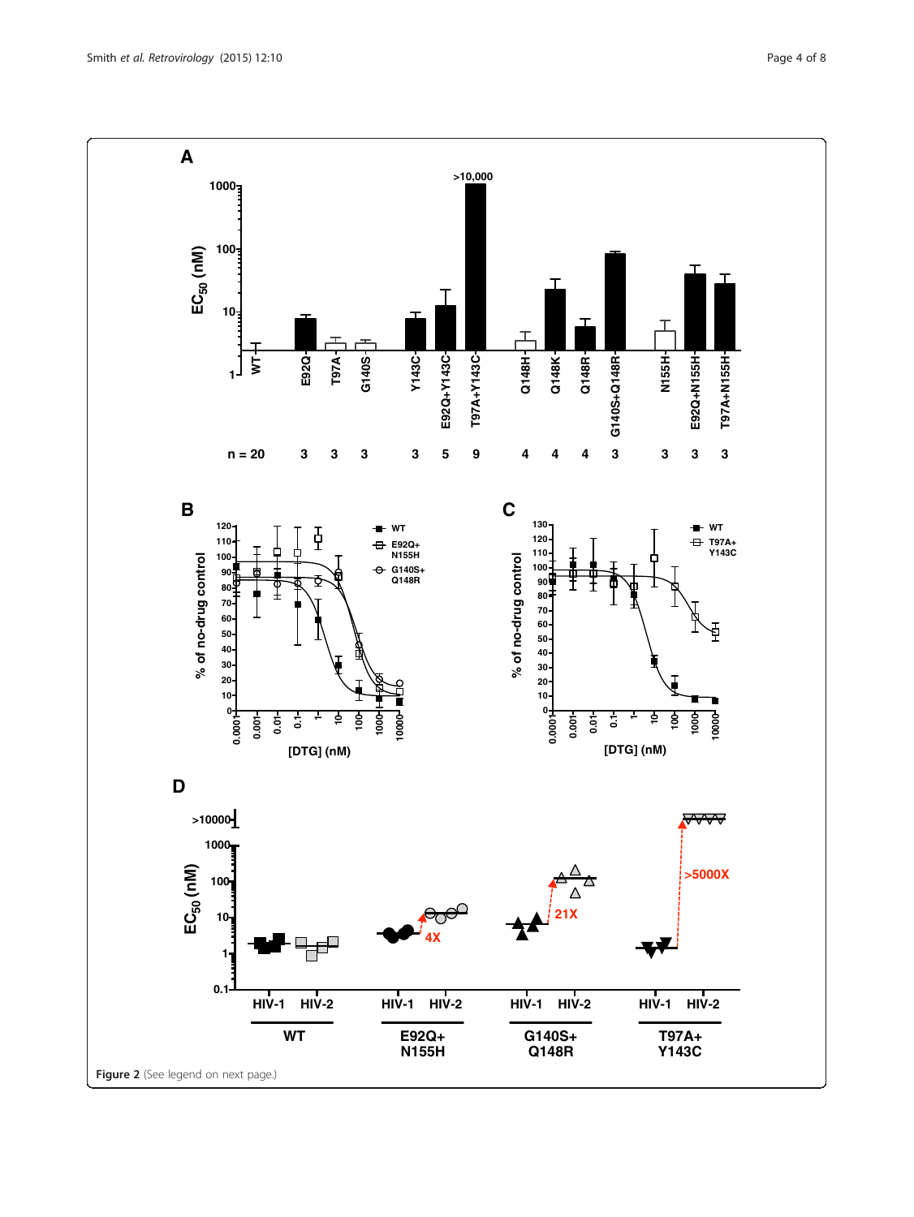**Figure 2** (See legend on next page.)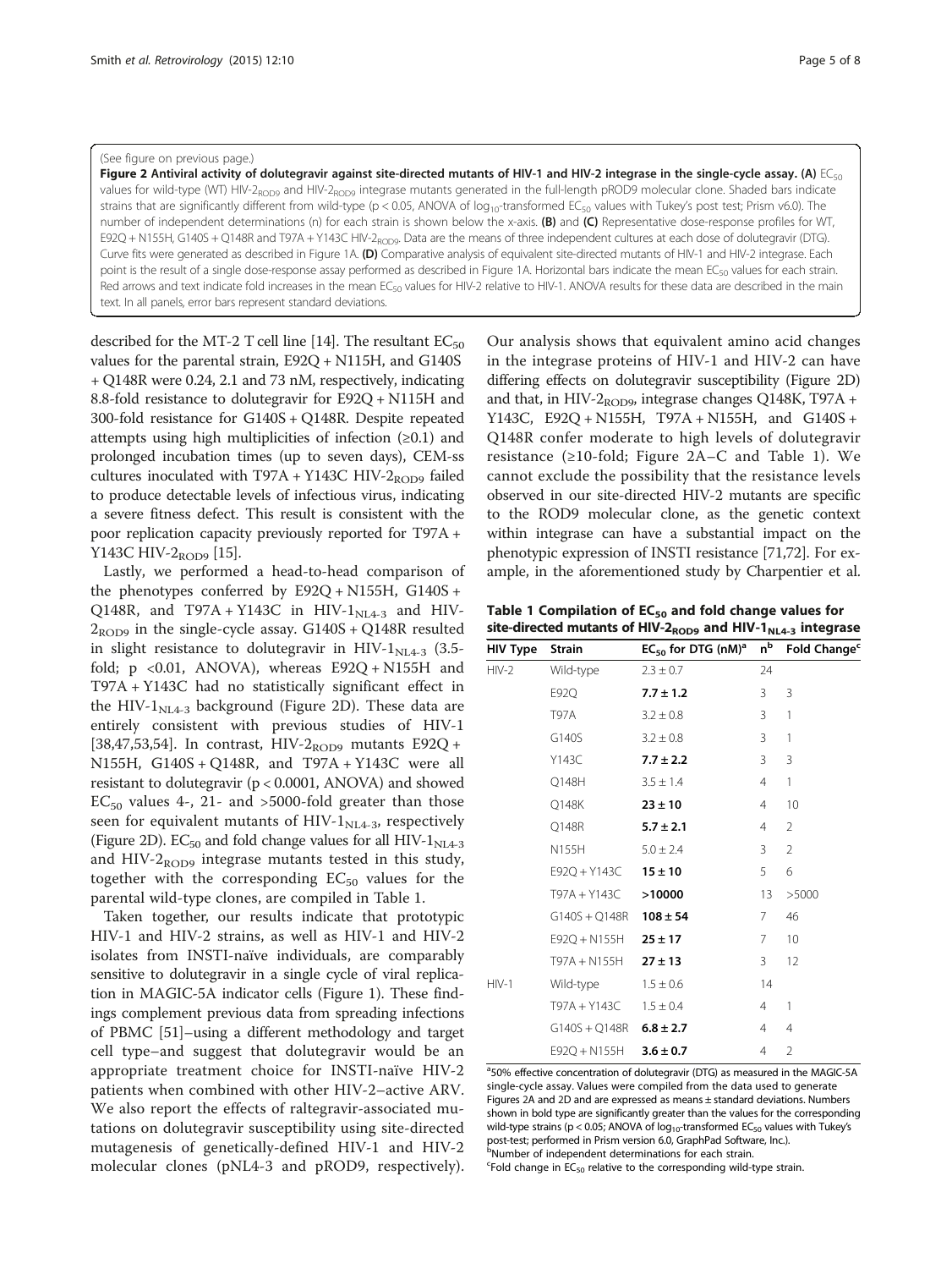(See figure on previous page.)

**Figure 2 Antiviral activity of dolutegravir against site-directed mutants of HIV-1 and HIV-2 integrase in the single-cycle assay. (A)** $EC_{50}$ values for wild-type (WT) HIV-$2_{ROD9}$ and HIV-$2_{ROD9}$ integrase mutants generated in the full-length pROD9 molecular clone. Shaded bars indicate strains that are significantly different from wild-type ($p < 0.05$, ANOVA of $log_{10}$-transformed $EC_{50}$ values with Tukey's post test; Prism v6.0). The number of independent determinations (n) for each strain is shown below the x-axis. **(B)** and **(C)** Representative dose-response profiles for WT, E92Q + N155H, G140S + Q148R and T97A + Y143C HIV-$2_{ROD9}$. Data are the means of three independent cultures at each dose of dolutegravir (DTG). Curve fits were generated as described in Figure 1A. **(D)** Comparative analysis of equivalent site-directed mutants of HIV-1 and HIV-2 integrase. Each point is the result of a single dose-response assay performed as described in Figure 1A. Horizontal bars indicate the mean $EC_{50}$ values for each strain. Red arrows and text indicate fold increases in the mean $EC_{50}$ values for HIV-2 relative to HIV-1. ANOVA results for these data are described in the main text. In all panels, error bars represent standard deviations.

described for the MT-2 T cell line [14]. The resultant $EC_{50}$ values for the parental strain, E92Q + N115H, and G140S + Q148R were 0.24, 2.1 and 73 nM, respectively, indicating 8.8-fold resistance to dolutegravir for E92Q + N115H and 300-fold resistance for G140S + Q148R. Despite repeated attempts using high multiplicities of infection (≥0.1) and prolonged incubation times (up to seven days), CEM-ss cultures inoculated with T97A + Y143C HIV-$2_{ROD9}$ failed to produce detectable levels of infectious virus, indicating a severe fitness defect. This result is consistent with the poor replication capacity previously reported for T97A + Y143C HIV-$2_{ROD9}$ [15].

Lastly, we performed a head-to-head comparison of the phenotypes conferred by E92Q + N155H, G140S + Q148R, and T97A + Y143C in HIV-$1_{NL4-3}$ and HIV-$2_{ROD9}$ in the single-cycle assay. G140S + Q148R resulted in slight resistance to dolutegravir in HIV-$1_{NL4-3}$ (3.5-fold; $p < 0.01$, ANOVA), whereas E92Q + N155H and T97A + Y143C had no statistically significant effect in the HIV-$1_{NL4-3}$ background (Figure 2D). These data are entirely consistent with previous studies of HIV-1 [38,47,53,54]. In contrast, HIV-$2_{ROD9}$ mutants E92Q + N155H, G140S + Q148R, and T97A + Y143C were all resistant to dolutegravir ($p < 0.0001$, ANOVA) and showed $EC_{50}$ values 4-, 21- and >5000-fold greater than those seen for equivalent mutants of HIV-$1_{NL4-3}$, respectively (Figure 2D). $EC_{50}$ and fold change values for all HIV-$1_{NL4-3}$ and HIV-$2_{ROD9}$ integrase mutants tested in this study, together with the corresponding $EC_{50}$ values for the parental wild-type clones, are compiled in Table 1.

Taken together, our results indicate that prototypic HIV-1 and HIV-2 strains, as well as HIV-1 and HIV-2 isolates from INSTI-naïve individuals, are comparably sensitive to dolutegravir in a single cycle of viral replication in MAGIC-5A indicator cells (Figure 1). These findings complement previous data from spreading infections of PBMC [51]–using a different methodology and target cell type–and suggest that dolutegravir would be an appropriate treatment choice for INSTI-naïve HIV-2 patients when combined with other HIV-2–active ARV. We also report the effects of raltegravir-associated mutations on dolutegravir susceptibility using site-directed mutagenesis of genetically-defined HIV-1 and HIV-2 molecular clones (pNL4-3 and pROD9, respectively). Our analysis shows that equivalent amino acid changes in the integrase proteins of HIV-1 and HIV-2 can have differing effects on dolutegravir susceptibility (Figure 2D) and that, in HIV-$2_{ROD9}$, integrase changes Q148K, T97A + Y143C, E92Q + N155H, T97A + N155H, and G140S + Q148R confer moderate to high levels of dolutegravir resistance (≥10-fold; Figure 2A–C and Table 1). We cannot exclude the possibility that the resistance levels observed in our site-directed HIV-2 mutants are specific to the ROD9 molecular clone, as the genetic context within integrase can have a substantial impact on the phenotypic expression of INSTI resistance [71,72]. For example, in the aforementioned study by Charpentier et al.

**Table 1 Compilation of $EC_{50}$ and fold change values for site-directed mutants of HIV-$2_{ROD9}$ and HIV-$1_{NL4-3}$ integrase**

| HIV Type | Strain | $EC_{50}$ for DTG (nM)[a] | n[b] | Fold Change[c] |
|---|---|---|---|---|
| HIV-2 | Wild-type | 2.3 ± 0.7 | 24 | |
| | E92Q | **7.7 ± 1.2** | 3 | 3 |
| | T97A | 3.2 ± 0.8 | 3 | 1 |
| | G140S | 3.2 ± 0.8 | 3 | 1 |
| | Y143C | **7.7 ± 2.2** | 3 | 3 |
| | Q148H | 3.5 ± 1.4 | 4 | 1 |
| | Q148K | **23 ± 10** | 4 | 10 |
| | Q148R | **5.7 ± 2.1** | 4 | 2 |
| | N155H | **5.0 ± 2.4** | 3 | 2 |
| | E92Q + Y143C | **15 ± 10** | 5 | 6 |
| | T97A + Y143C | **>10000** | 13 | >5000 |
| | G140S + Q148R | **108 ± 54** | 7 | 46 |
| | E92Q + N155H | **25 ± 17** | 7 | 10 |
| | T97A + N155H | **27 ± 13** | 3 | 12 |
| HIV-1 | Wild-type | 1.5 ± 0.6 | 14 | |
| | T97A + Y143C | 1.5 ± 0.4 | 4 | 1 |
| | G140S + Q148R | **6.8 ± 2.7** | 4 | 4 |
| | E92Q + N155H | **3.6 ± 0.7** | 4 | 2 |

[a]50% effective concentration of dolutegravir (DTG) as measured in the MAGIC-5A single-cycle assay. Values were compiled from the data used to generate Figures 2A and 2D and are expressed as means ± standard deviations. Numbers shown in bold type are significantly greater than the values for the corresponding wild-type strains ($p < 0.05$; ANOVA of $log_{10}$-transformed $EC_{50}$ values with Tukey's post-test; performed in Prism version 6.0, GraphPad Software, Inc.).
[b]Number of independent determinations for each strain.
[c]Fold change in $EC_{50}$ relative to the corresponding wild-type strain.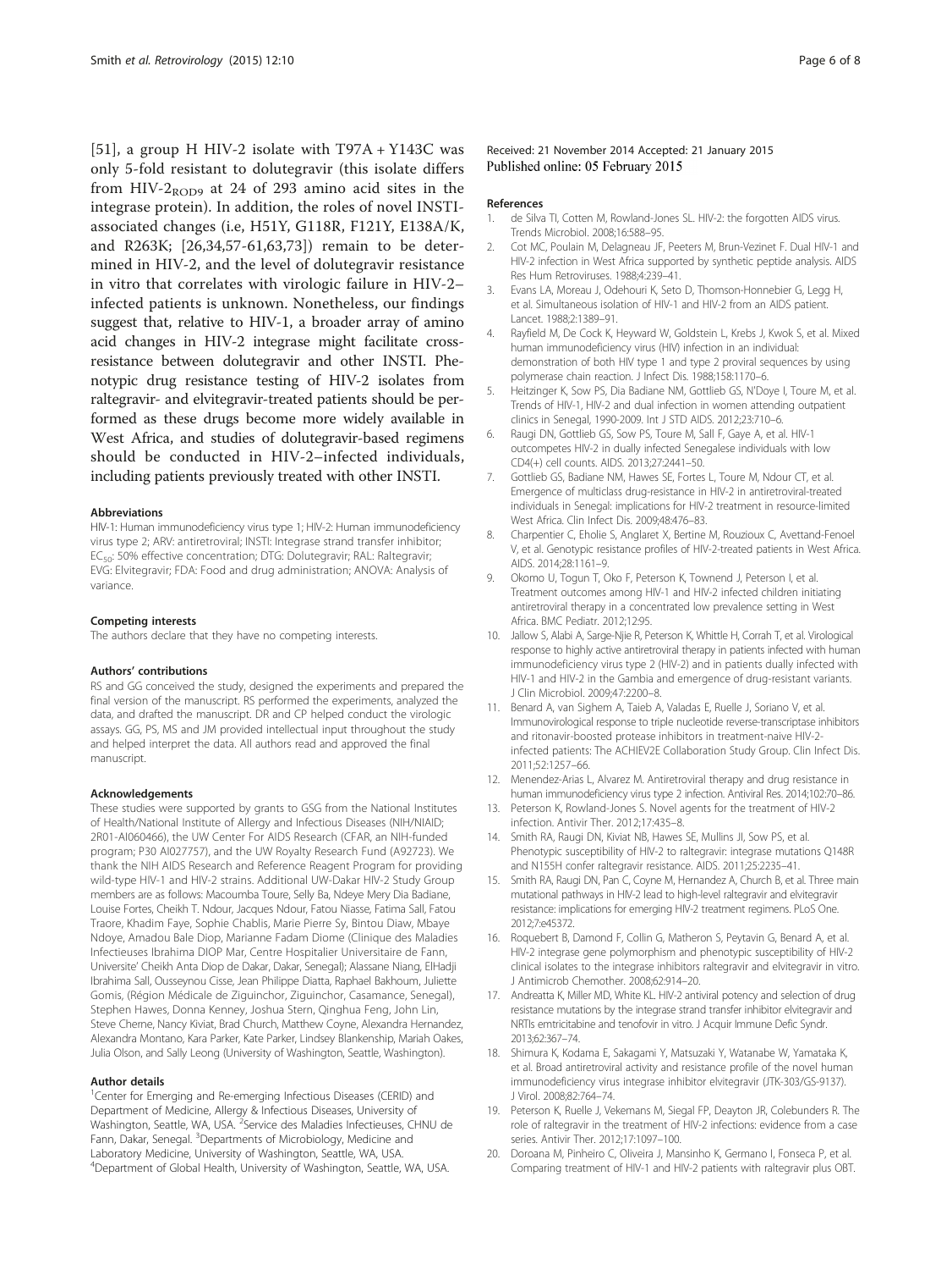[51], a group H HIV-2 isolate with T97A + Y143C was only 5-fold resistant to dolutegravir (this isolate differs from HIV-$2_{ROD9}$ at 24 of 293 amino acid sites in the integrase protein). In addition, the roles of novel INSTI-associated changes (i.e, H51Y, G118R, F121Y, E138A/K, and R263K; [26,34,57-61,63,73]) remain to be determined in HIV-2, and the level of dolutegravir resistance in vitro that correlates with virologic failure in HIV-2–infected patients is unknown. Nonetheless, our findings suggest that, relative to HIV-1, a broader array of amino acid changes in HIV-2 integrase might facilitate cross-resistance between dolutegravir and other INSTI. Phenotypic drug resistance testing of HIV-2 isolates from raltegravir- and elvitegravir-treated patients should be performed as these drugs become more widely available in West Africa, and studies of dolutegravir-based regimens should be conducted in HIV-2–infected individuals, including patients previously treated with other INSTI.

#### Abbreviations

HIV-1: Human immunodeficiency virus type 1; HIV-2: Human immunodeficiency virus type 2; ARV: antiretroviral; INSTI: Integrase strand transfer inhibitor; $EC_{50}$: 50% effective concentration; DTG: Dolutegravir; RAL: Raltegravir; EVG: Elvitegravir; FDA: Food and drug administration; ANOVA: Analysis of variance.

#### Competing interests

The authors declare that they have no competing interests.

#### Authors' contributions

RS and GG conceived the study, designed the experiments and prepared the final version of the manuscript. RS performed the experiments, analyzed the data, and drafted the manuscript. DR and CP helped conduct the virologic assays. GG, PS, MS and JM provided intellectual input throughout the study and helped interpret the data. All authors read and approved the final manuscript.

#### Acknowledgements

These studies were supported by grants to GSG from the National Institutes of Health/National Institute of Allergy and Infectious Diseases (NIH/NIAID; 2R01-AI060466), the UW Center For AIDS Research (CFAR, an NIH-funded program; P30 AI027757), and the UW Royalty Research Fund (A92723). We thank the NIH AIDS Research and Reference Reagent Program for providing wild-type HIV-1 and HIV-2 strains. Additional UW-Dakar HIV-2 Study Group members are as follows: Macoumba Toure, Selly Ba, Ndeye Mery Dia Badiane, Louise Fortes, Cheikh T. Ndour, Jacques Ndour, Fatou Niasse, Fatima Sall, Fatou Traore, Khadim Faye, Sophie Chablis, Marie Pierre Sy, Bintou Diaw, Mbaye Ndoye, Amadou Bale Diop, Marianne Fadam Diome (Clinique des Maladies Infectieuses Ibrahima DIOP Mar, Centre Hospitalier Universitaire de Fann, Universite' Cheikh Anta Diop de Dakar, Dakar, Senegal); Alassane Niang, ElHadji Ibrahima Sall, Ousseynou Cisse, Jean Philippe Diatta, Raphael Bakhoum, Juliette Gomis, (Région Médicale de Ziguinchor, Ziguinchor, Casamance, Senegal), Stephen Hawes, Donna Kenney, Joshua Stern, Qinghua Feng, John Lin, Steve Cherne, Nancy Kiviat, Brad Church, Matthew Coyne, Alexandra Hernandez, Alexandra Montano, Kara Parker, Kate Parker, Lindsey Blankenship, Mariah Oakes, Julia Olson, and Sally Leong (University of Washington, Seattle, Washington).

#### Author details

[1]Center for Emerging and Re-emerging Infectious Diseases (CERID) and Department of Medicine, Allergy & Infectious Diseases, University of Washington, Seattle, WA, USA. [2]Service des Maladies Infectieuses, CHNU de Fann, Dakar, Senegal. [3]Departments of Microbiology, Medicine and Laboratory Medicine, University of Washington, Seattle, WA, USA. [4]Department of Global Health, University of Washington, Seattle, WA, USA.

Received: 21 November 2014 Accepted: 21 January 2015
Published online: 05 February 2015

#### References

1. de Silva TI, Cotten M, Rowland-Jones SL. HIV-2: the forgotten AIDS virus. Trends Microbiol. 2008;16:588–95.
2. Cot MC, Poulain M, Delagneau JF, Peeters M, Brun-Vezinet F. Dual HIV-1 and HIV-2 infection in West Africa supported by synthetic peptide analysis. AIDS Res Hum Retroviruses. 1988;4:239–41.
3. Evans LA, Moreau J, Odehouri K, Seto D, Thomson-Honnebier G, Legg H, et al. Simultaneous isolation of HIV-1 and HIV-2 from an AIDS patient. Lancet. 1988;2:1389–91.
4. Rayfield M, De Cock K, Heyward W, Goldstein L, Krebs J, Kwok S, et al. Mixed human immunodeficiency virus (HIV) infection in an individual: demonstration of both HIV type 1 and type 2 proviral sequences by using polymerase chain reaction. J Infect Dis. 1988;158:1170–6.
5. Heitzinger K, Sow PS, Dia Badiane NM, Gottlieb GS, N'Doye I, Toure M, et al. Trends of HIV-1, HIV-2 and dual infection in women attending outpatient clinics in Senegal, 1990-2009. Int J STD AIDS. 2012;23:710–6.
6. Raugi DN, Gottlieb GS, Sow PS, Toure M, Sall F, Gaye A, et al. HIV-1 outcompetes HIV-2 in dually infected Senegalese individuals with low CD4(+) cell counts. AIDS. 2013;27:2441–50.
7. Gottlieb GS, Badiane NM, Hawes SE, Fortes L, Toure M, Ndour CT, et al. Emergence of multiclass drug-resistance in HIV-2 in antiretroviral-treated individuals in Senegal: implications for HIV-2 treatment in resource-limited West Africa. Clin Infect Dis. 2009;48:476–83.
8. Charpentier C, Eholie S, Anglaret X, Bertine M, Rouzioux C, Avettand-Fenoel V, et al. Genotypic resistance profiles of HIV-2-treated patients in West Africa. AIDS. 2014;28:1161–9.
9. Okomo U, Togun T, Oko F, Peterson K, Townend J, Peterson I, et al. Treatment outcomes among HIV-1 and HIV-2 infected children initiating antiretroviral therapy in a concentrated low prevalence setting in West Africa. BMC Pediatr. 2012;12:95.
10. Jallow S, Alabi A, Sarge-Njie R, Peterson K, Whittle H, Corrah T, et al. Virological response to highly active antiretroviral therapy in patients infected with human immunodeficiency virus type 2 (HIV-2) and in patients dually infected with HIV-1 and HIV-2 in the Gambia and emergence of drug-resistant variants. J Clin Microbiol. 2009;47:2200–8.
11. Benard A, van Sighem A, Taieb A, Valadas E, Ruelle J, Soriano V, et al. Immunovirological response to triple nucleotide reverse-transcriptase inhibitors and ritonavir-boosted protease inhibitors in treatment-naive HIV-2-infected patients: The ACHIEV2E Collaboration Study Group. Clin Infect Dis. 2011;52:1257–66.
12. Menendez-Arias L, Alvarez M. Antiretroviral therapy and drug resistance in human immunodeficiency virus type 2 infection. Antiviral Res. 2014;102:70–86.
13. Peterson K, Rowland-Jones S. Novel agents for the treatment of HIV-2 infection. Antivir Ther. 2012;17:435–8.
14. Smith RA, Raugi DN, Kiviat NB, Hawes SE, Mullins JI, Sow PS, et al. Phenotypic susceptibility of HIV-2 to raltegravir: integrase mutations Q148R and N155H confer raltegravir resistance. AIDS. 2011;25:2235–41.
15. Smith RA, Raugi DN, Pan C, Coyne M, Hernandez A, Church B, et al. Three main mutational pathways in HIV-2 lead to high-level raltegravir and elvitegravir resistance: implications for emerging HIV-2 treatment regimens. PLoS One. 2012;7:e45372.
16. Roquebert B, Damond F, Collin G, Matheron S, Peytavin G, Benard A, et al. HIV-2 integrase gene polymorphism and phenotypic susceptibility of HIV-2 clinical isolates to the integrase inhibitors raltegravir and elvitegravir in vitro. J Antimicrob Chemother. 2008;62:914–20.
17. Andreatta K, Miller MD, White KL. HIV-2 antiviral potency and selection of drug resistance mutations by the integrase strand transfer inhibitor elvitegravir and NRTIs emtricitabine and tenofovir in vitro. J Acquir Immune Defic Syndr. 2013;62:367–74.
18. Shimura K, Kodama E, Sakagami Y, Matsuzaki Y, Watanabe W, Yamataka K, et al. Broad antiretroviral activity and resistance profile of the novel human immunodeficiency virus integrase inhibitor elvitegravir (JTK-303/GS-9137). J Virol. 2008;82:764–74.
19. Peterson K, Ruelle J, Vekemans M, Siegal FP, Deayton JR, Colebunders R. The role of raltegravir in the treatment of HIV-2 infections: evidence from a case series. Antivir Ther. 2012;17:1097–100.
20. Doroana M, Pinheiro C, Oliveira J, Mansinho K, Germano I, Fonseca P, et al. Comparing treatment of HIV-1 and HIV-2 patients with raltegravir plus OBT.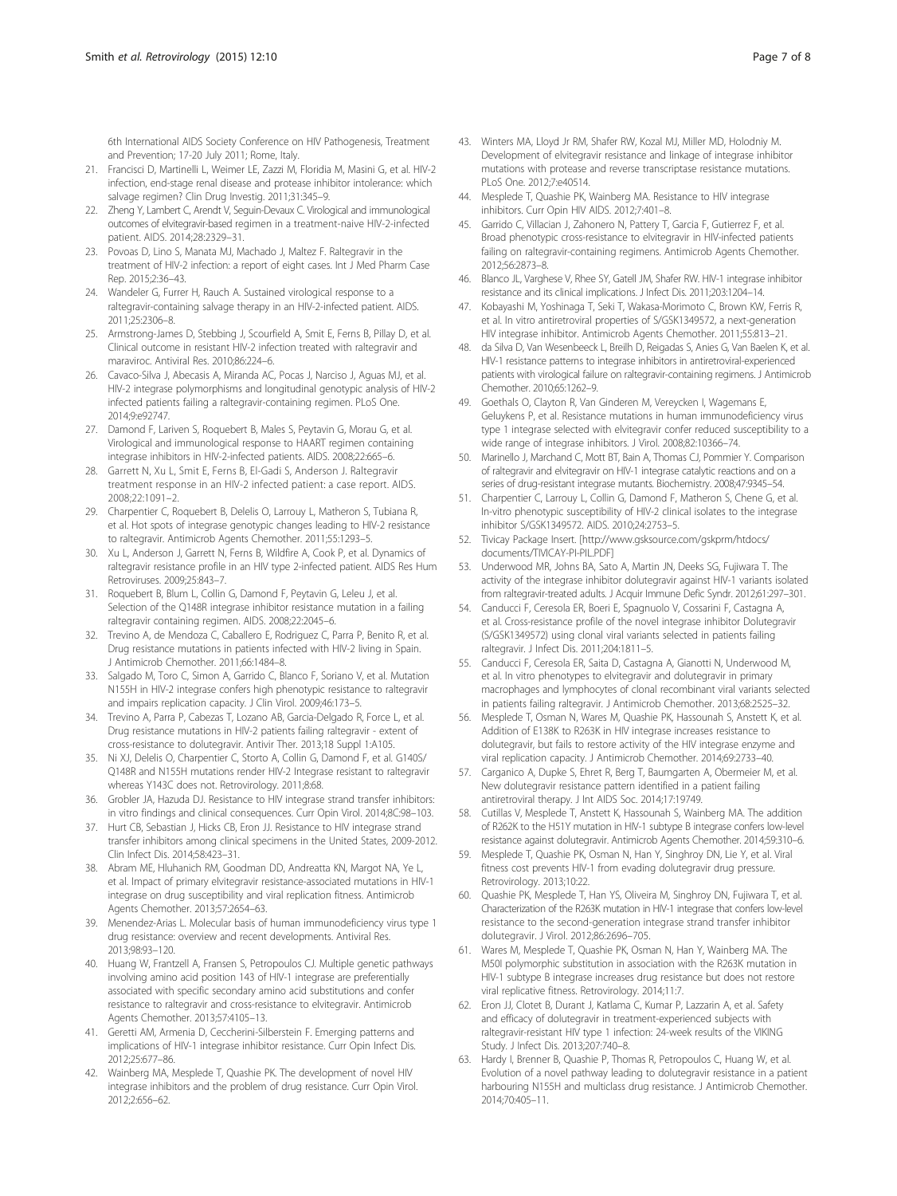6th International AIDS Society Conference on HIV Pathogenesis, Treatment and Prevention; 17-20 July 2011; Rome, Italy.

21. Francisci D, Martinelli L, Weimer LE, Zazzi M, Floridia M, Masini G, et al. HIV-2 infection, end-stage renal disease and protease inhibitor intolerance: which salvage regimen? Clin Drug Investig. 2011;31:345–9.
22. Zheng Y, Lambert C, Arendt V, Seguin-Devaux C. Virological and immunological outcomes of elvitegravir-based regimen in a treatment-naive HIV-2-infected patient. AIDS. 2014;28:2329–31.
23. Povoas D, Lino S, Manata MJ, Machado J, Maltez F. Raltegravir in the treatment of HIV-2 infection: a report of eight cases. Int J Med Pharm Case Rep. 2015;2:36–43.
24. Wandeler G, Furrer H, Rauch A. Sustained virological response to a raltegravir-containing salvage therapy in an HIV-2-infected patient. AIDS. 2011;25:2306–8.
25. Armstrong-James D, Stebbing J, Scourfield A, Smit E, Ferns B, Pillay D, et al. Clinical outcome in resistant HIV-2 infection treated with raltegravir and maraviroc. Antiviral Res. 2010;86:224–6.
26. Cavaco-Silva J, Abecasis A, Miranda AC, Pocas J, Narciso J, Aguas MJ, et al. HIV-2 integrase polymorphisms and longitudinal genotypic analysis of HIV-2 infected patients failing a raltegravir-containing regimen. PLoS One. 2014;9:e92747.
27. Damond F, Lariven S, Roquebert B, Males S, Peytavin G, Morau G, et al. Virological and immunological response to HAART regimen containing integrase inhibitors in HIV-2-infected patients. AIDS. 2008;22:665–6.
28. Garrett N, Xu L, Smit E, Ferns B, El-Gadi S, Anderson J. Raltegravir treatment response in an HIV-2 infected patient: a case report. AIDS. 2008;22:1091–2.
29. Charpentier C, Roquebert B, Delelis O, Larrouy L, Matheron S, Tubiana R, et al. Hot spots of integrase genotypic changes leading to HIV-2 resistance to raltegravir. Antimicrob Agents Chemother. 2011;55:1293–5.
30. Xu L, Anderson J, Garrett N, Ferns B, Wildfire A, Cook P, et al. Dynamics of raltegravir resistance profile in an HIV type 2-infected patient. AIDS Res Hum Retroviruses. 2009;25:843–7.
31. Roquebert B, Blum L, Collin G, Damond F, Peytavin G, Leleu J, et al. Selection of the Q148R integrase inhibitor resistance mutation in a failing raltegravir containing regimen. AIDS. 2008;22:2045–6.
32. Trevino A, de Mendoza C, Caballero E, Rodriguez C, Parra P, Benito R, et al. Drug resistance mutations in patients infected with HIV-2 living in Spain. J Antimicrob Chemother. 2011;66:1484–8.
33. Salgado M, Toro C, Simon A, Garrido C, Blanco F, Soriano V, et al. Mutation N155H in HIV-2 integrase confers high phenotypic resistance to raltegravir and impairs replication capacity. J Clin Virol. 2009;46:173–5.
34. Trevino A, Parra P, Cabezas T, Lozano AB, Garcia-Delgado R, Force L, et al. Drug resistance mutations in HIV-2 patients failing raltegravir - extent of cross-resistance to dolutegravir. Antivir Ther. 2013;18 Suppl 1:A105.
35. Ni XJ, Delelis O, Charpentier C, Storto A, Collin G, Damond F, et al. G140S/Q148R and N155H mutations render HIV-2 Integrase resistant to raltegravir whereas Y143C does not. Retrovirology. 2011;8:68.
36. Grobler JA, Hazuda DJ. Resistance to HIV integrase strand transfer inhibitors: in vitro findings and clinical consequences. Curr Opin Virol. 2014;8C:98–103.
37. Hurt CB, Sebastian J, Hicks CB, Eron JJ. Resistance to HIV integrase strand transfer inhibitors among clinical specimens in the United States, 2009-2012. Clin Infect Dis. 2014;58:423–31.
38. Abram ME, Hluhanich RM, Goodman DD, Andreatta KN, Margot NA, Ye L, et al. Impact of primary elvitegravir resistance-associated mutations in HIV-1 integrase on drug susceptibility and viral replication fitness. Antimicrob Agents Chemother. 2013;57:2654–63.
39. Menendez-Arias L. Molecular basis of human immunodeficiency virus type 1 drug resistance: overview and recent developments. Antiviral Res. 2013;98:93–120.
40. Huang W, Frantzell A, Fransen S, Petropoulos CJ. Multiple genetic pathways involving amino acid position 143 of HIV-1 integrase are preferentially associated with specific secondary amino acid substitutions and confer resistance to raltegravir and cross-resistance to elvitegravir. Antimicrob Agents Chemother. 2013;57:4105–13.
41. Geretti AM, Armenia D, Ceccherini-Silberstein F. Emerging patterns and implications of HIV-1 integrase inhibitor resistance. Curr Opin Infect Dis. 2012;25:677–86.
42. Wainberg MA, Mesplede T, Quashie PK. The development of novel HIV integrase inhibitors and the problem of drug resistance. Curr Opin Virol. 2012;2:656–62.
43. Winters MA, Lloyd Jr RM, Shafer RW, Kozal MJ, Miller MD, Holodniy M. Development of elvitegravir resistance and linkage of integrase inhibitor mutations with protease and reverse transcriptase resistance mutations. PLoS One. 2012;7:e40514.
44. Mesplede T, Quashie PK, Wainberg MA. Resistance to HIV integrase inhibitors. Curr Opin HIV AIDS. 2012;7:401–8.
45. Garrido C, Villacian J, Zahonero N, Pattery T, Garcia F, Gutierrez F, et al. Broad phenotypic cross-resistance to elvitegravir in HIV-infected patients failing on raltegravir-containing regimens. Antimicrob Agents Chemother. 2012;56:2873–8.
46. Blanco JL, Varghese V, Rhee SY, Gatell JM, Shafer RW. HIV-1 integrase inhibitor resistance and its clinical implications. J Infect Dis. 2011;203:1204–14.
47. Kobayashi M, Yoshinaga T, Seki T, Wakasa-Morimoto C, Brown KW, Ferris R, et al. In vitro antiretroviral properties of S/GSK1349572, a next-generation HIV integrase inhibitor. Antimicrob Agents Chemother. 2011;55:813–21.
48. da Silva D, Van Wesenbeeck L, Breilh D, Reigadas S, Anies G, Van Baelen K, et al. HIV-1 resistance patterns to integrase inhibitors in antiretroviral-experienced patients with virological failure on raltegravir-containing regimens. J Antimicrob Chemother. 2010;65:1262–9.
49. Goethals O, Clayton R, Van Ginderen M, Vereycken I, Wagemans E, Geluykens P, et al. Resistance mutations in human immunodeficiency virus type 1 integrase selected with elvitegravir confer reduced susceptibility to a wide range of integrase inhibitors. J Virol. 2008;82:10366–74.
50. Marinello J, Marchand C, Mott BT, Bain A, Thomas CJ, Pommier Y. Comparison of raltegravir and elvitegravir on HIV-1 integrase catalytic reactions and on a series of drug-resistant integrase mutants. Biochemistry. 2008;47:9345–54.
51. Charpentier C, Larrouy L, Collin G, Damond F, Matheron S, Chene G, et al. In-vitro phenotypic susceptibility of HIV-2 clinical isolates to the integrase inhibitor S/GSK1349572. AIDS. 2010;24:2753–5.
52. Tivicay Package Insert. [http://www.gsksource.com/gskprm/htdocs/documents/TIVICAY-PI-PIL.PDF]
53. Underwood MR, Johns BA, Sato A, Martin JN, Deeks SG, Fujiwara T. The activity of the integrase inhibitor dolutegravir against HIV-1 variants isolated from raltegravir-treated adults. J Acquir Immune Defic Syndr. 2012;61:297–301.
54. Canducci F, Ceresola ER, Boeri E, Spagnuolo V, Cossarini F, Castagna A, et al. Cross-resistance profile of the novel integrase inhibitor Dolutegravir (S/GSK1349572) using clonal viral variants selected in patients failing raltegravir. J Infect Dis. 2011;204:1811–5.
55. Canducci F, Ceresola ER, Saita D, Castagna A, Gianotti N, Underwood M, et al. In vitro phenotypes to elvitegravir and dolutegravir in primary macrophages and lymphocytes of clonal recombinant viral variants selected in patients failing raltegravir. J Antimicrob Chemother. 2013;68:2525–32.
56. Mesplede T, Osman N, Wares M, Quashie PK, Hassounah S, Anstett K, et al. Addition of E138K to R263K in HIV integrase increases resistance to dolutegravir, but fails to restore activity of the HIV integrase enzyme and viral replication capacity. J Antimicrob Chemother. 2014;69:2733–40.
57. Carganico A, Dupke S, Ehret R, Berg T, Baumgarten A, Obermeier M, et al. New dolutegravir resistance pattern identified in a patient failing antiretroviral therapy. J Int AIDS Soc. 2014;17:19749.
58. Cutillas V, Mesplede T, Anstett K, Hassounah S, Wainberg MA. The addition of R262K to the H51Y mutation in HIV-1 subtype B integrase confers low-level resistance against dolutegravir. Antimicrob Agents Chemother. 2014;59:310–6.
59. Mesplede T, Quashie PK, Osman N, Han Y, Singhroy DN, Lie Y, et al. Viral fitness cost prevents HIV-1 from evading dolutegravir drug pressure. Retrovirology. 2013;10:22.
60. Quashie PK, Mesplede T, Han YS, Oliveira M, Singhroy DN, Fujiwara T, et al. Characterization of the R263K mutation in HIV-1 integrase that confers low-level resistance to the second-generation integrase strand transfer inhibitor dolutegravir. J Virol. 2012;86:2696–705.
61. Wares M, Mesplede T, Quashie PK, Osman N, Han Y, Wainberg MA. The M50I polymorphic substitution in association with the R263K mutation in HIV-1 subtype B integrase increases drug resistance but does not restore viral replicative fitness. Retrovirology. 2014;11:7.
62. Eron JJ, Clotet B, Durant J, Katlama C, Kumar P, Lazzarin A, et al. Safety and efficacy of dolutegravir in treatment-experienced subjects with raltegravir-resistant HIV type 1 infection: 24-week results of the VIKING Study. J Infect Dis. 2013;207:740–8.
63. Hardy I, Brenner B, Quashie P, Thomas R, Petropoulos C, Huang W, et al. Evolution of a novel pathway leading to dolutegravir resistance in a patient harbouring N155H and multiclass drug resistance. J Antimicrob Chemother. 2014;70:405–11.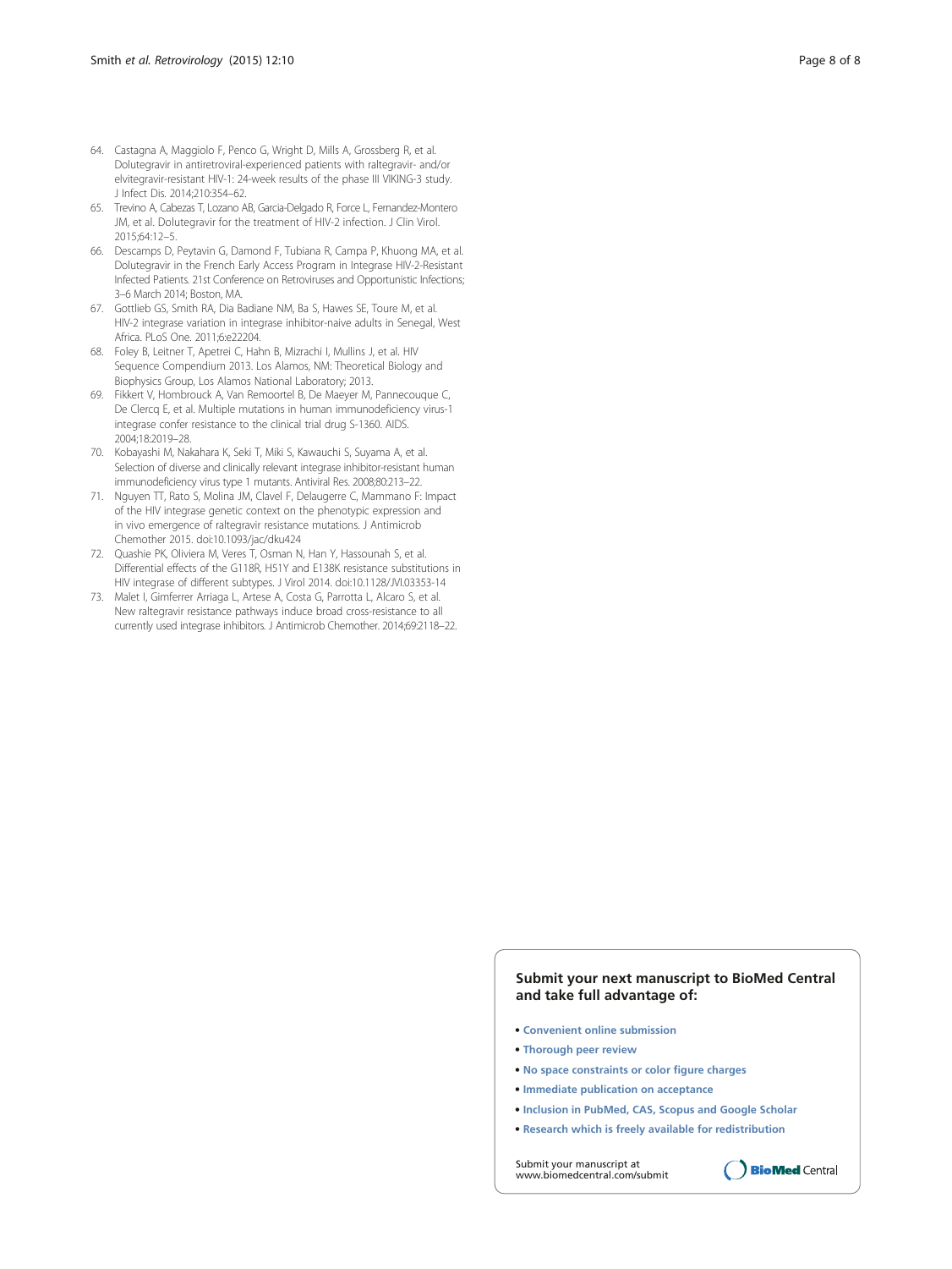64. Castagna A, Maggiolo F, Penco G, Wright D, Mills A, Grossberg R, et al. Dolutegravir in antiretroviral-experienced patients with raltegravir- and/or elvitegravir-resistant HIV-1: 24-week results of the phase III VIKING-3 study. J Infect Dis. 2014;210:354–62.
65. Trevino A, Cabezas T, Lozano AB, Garcia-Delgado R, Force L, Fernandez-Montero JM, et al. Dolutegravir for the treatment of HIV-2 infection. J Clin Virol. 2015;64:12–5.
66. Descamps D, Peytavin G, Damond F, Tubiana R, Campa P, Khuong MA, et al. Dolutegravir in the French Early Access Program in Integrase HIV-2-Resistant Infected Patients. 21st Conference on Retroviruses and Opportunistic Infections; 3–6 March 2014; Boston, MA.
67. Gottlieb GS, Smith RA, Dia Badiane NM, Ba S, Hawes SE, Toure M, et al. HIV-2 integrase variation in integrase inhibitor-naive adults in Senegal, West Africa. PLoS One. 2011;6:e22204.
68. Foley B, Leitner T, Apetrei C, Hahn B, Mizrachi I, Mullins J, et al. HIV Sequence Compendium 2013. Los Alamos, NM: Theoretical Biology and Biophysics Group, Los Alamos National Laboratory; 2013.
69. Fikkert V, Hombrouck A, Van Remoortel B, De Maeyer M, Pannecouque C, De Clercq E, et al. Multiple mutations in human immunodeficiency virus-1 integrase confer resistance to the clinical trial drug S-1360. AIDS. 2004;18:2019–28.
70. Kobayashi M, Nakahara K, Seki T, Miki S, Kawauchi S, Suyama A, et al. Selection of diverse and clinically relevant integrase inhibitor-resistant human immunodeficiency virus type 1 mutants. Antiviral Res. 2008;80:213–22.
71. Nguyen TT, Rato S, Molina JM, Clavel F, Delaugerre C, Mammano F: Impact of the HIV integrase genetic context on the phenotypic expression and in vivo emergence of raltegravir resistance mutations. J Antimicrob Chemother 2015. doi:10.1093/jac/dku424
72. Quashie PK, Oliviera M, Veres T, Osman N, Han Y, Hassounah S, et al. Differential effects of the G118R, H51Y and E138K resistance substitutions in HIV integrase of different subtypes. J Virol 2014. doi:10.1128/JVI.03353-14
73. Malet I, Gimferrer Arriaga L, Artese A, Costa G, Parrotta L, Alcaro S, et al. New raltegravir resistance pathways induce broad cross-resistance to all currently used integrase inhibitors. J Antimicrob Chemother. 2014;69:2118–22.

**Submit your next manuscript to BioMed Central and take full advantage of:**

- **Convenient online submission**
- **Thorough peer review**
- **No space constraints or color figure charges**
- **Immediate publication on acceptance**
- **Inclusion in PubMed, CAS, Scopus and Google Scholar**
- **Research which is freely available for redistribution**

Submit your manuscript at
www.biomedcentral.com/submit

BioMed Central